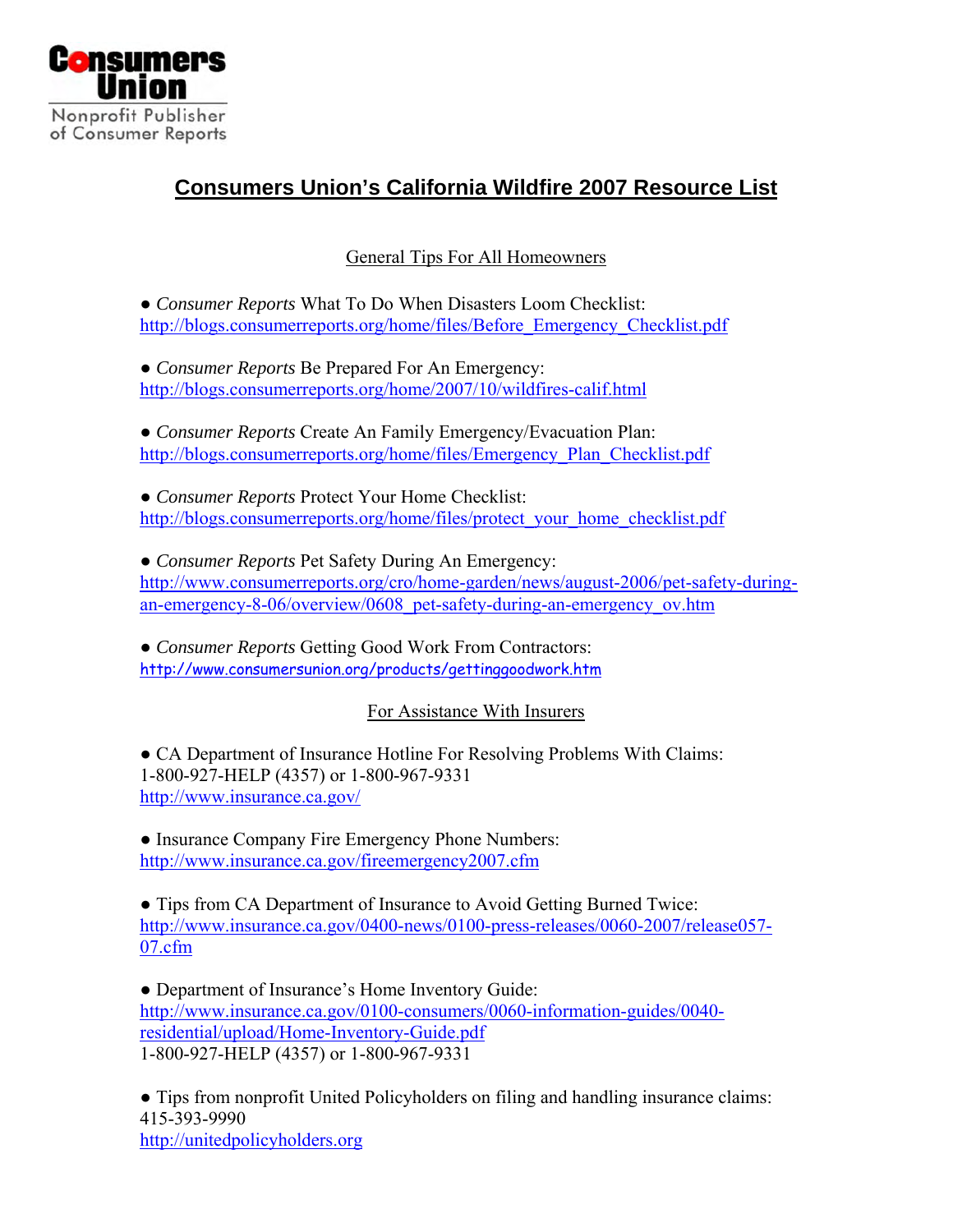Consumers Union

Nonprofit Publisher of Consumer Reports

# Consumers Union's California Wildfire 2007 Resource List

## General Tips For All Homeowners

● *Consumer Reports* What To Do When Disasters Loom Checklist:
http://blogs.consumerreports.org/home/files/Before_Emergency_Checklist.pdf

● *Consumer Reports* Be Prepared For An Emergency:
http://blogs.consumerreports.org/home/2007/10/wildfires-calif.html

● *Consumer Reports* Create An Family Emergency/Evacuation Plan:
http://blogs.consumerreports.org/home/files/Emergency_Plan_Checklist.pdf

● *Consumer Reports* Protect Your Home Checklist:
http://blogs.consumerreports.org/home/files/protect_your_home_checklist.pdf

● *Consumer Reports* Pet Safety During An Emergency:
http://www.consumerreports.org/cro/home-garden/news/august-2006/pet-safety-during-an-emergency-8-06/overview/0608_pet-safety-during-an-emergency_ov.htm

● *Consumer Reports* Getting Good Work From Contractors:
http://www.consumersunion.org/products/gettinggoodwork.htm

## For Assistance With Insurers

● CA Department of Insurance Hotline For Resolving Problems With Claims:
1-800-927-HELP (4357) or 1-800-967-9331
http://www.insurance.ca.gov/

● Insurance Company Fire Emergency Phone Numbers:
http://www.insurance.ca.gov/fireemergency2007.cfm

● Tips from CA Department of Insurance to Avoid Getting Burned Twice:
http://www.insurance.ca.gov/0400-news/0100-press-releases/0060-2007/release057-07.cfm

● Department of Insurance's Home Inventory Guide:
http://www.insurance.ca.gov/0100-consumers/0060-information-guides/0040-residential/upload/Home-Inventory-Guide.pdf
1-800-927-HELP (4357) or 1-800-967-9331

● Tips from nonprofit United Policyholders on filing and handling insurance claims:
415-393-9990
http://unitedpolicyholders.org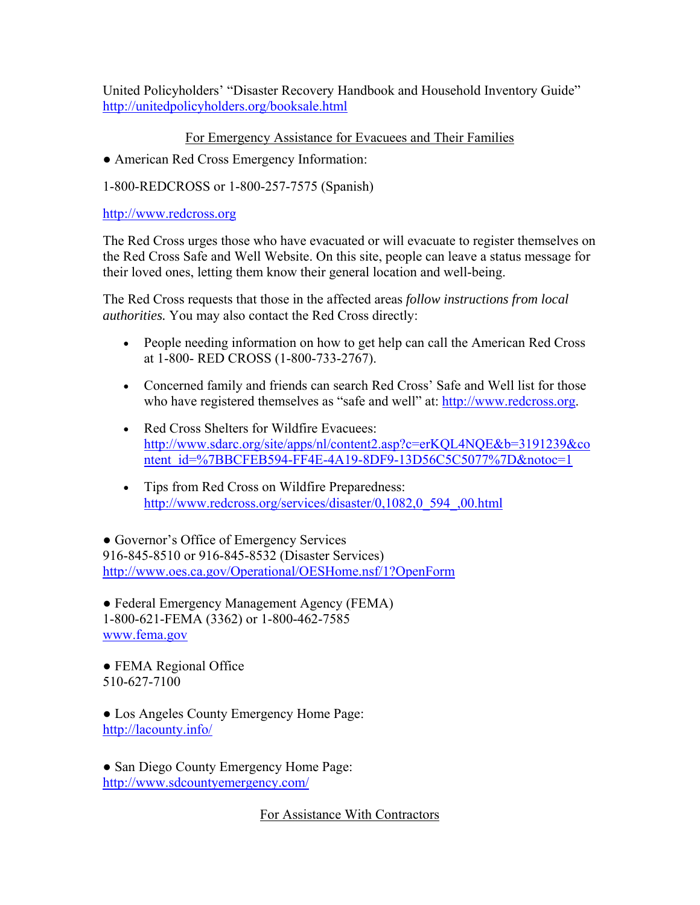United Policyholders' "Disaster Recovery Handbook and Household Inventory Guide" http://unitedpolicyholders.org/booksale.html

For Emergency Assistance for Evacuees and Their Families

● American Red Cross Emergency Information:

1-800-REDCROSS or 1-800-257-7575 (Spanish)

http://www.redcross.org

The Red Cross urges those who have evacuated or will evacuate to register themselves on the Red Cross Safe and Well Website. On this site, people can leave a status message for their loved ones, letting them know their general location and well-being.

The Red Cross requests that those in the affected areas *follow instructions from local authorities.* You may also contact the Red Cross directly:

- People needing information on how to get help can call the American Red Cross at 1-800- RED CROSS (1-800-733-2767).
- Concerned family and friends can search Red Cross' Safe and Well list for those who have registered themselves as "safe and well" at: http://www.redcross.org.
- Red Cross Shelters for Wildfire Evacuees: http://www.sdarc.org/site/apps/nl/content2.asp?c=erKQL4NQE&b=3191239&content_id=%7BBCFEB594-FF4E-4A19-8DF9-13D56C5C5077%7D&notoc=1
- Tips from Red Cross on Wildfire Preparedness: http://www.redcross.org/services/disaster/0,1082,0_594_,00.html

● Governor's Office of Emergency Services
916-845-8510 or 916-845-8532 (Disaster Services)
http://www.oes.ca.gov/Operational/OESHome.nsf/1?OpenForm

● Federal Emergency Management Agency (FEMA)
1-800-621-FEMA (3362) or 1-800-462-7585
www.fema.gov

● FEMA Regional Office
510-627-7100

● Los Angeles County Emergency Home Page:
http://lacounty.info/

● San Diego County Emergency Home Page:
http://www.sdcountyemergency.com/

For Assistance With Contractors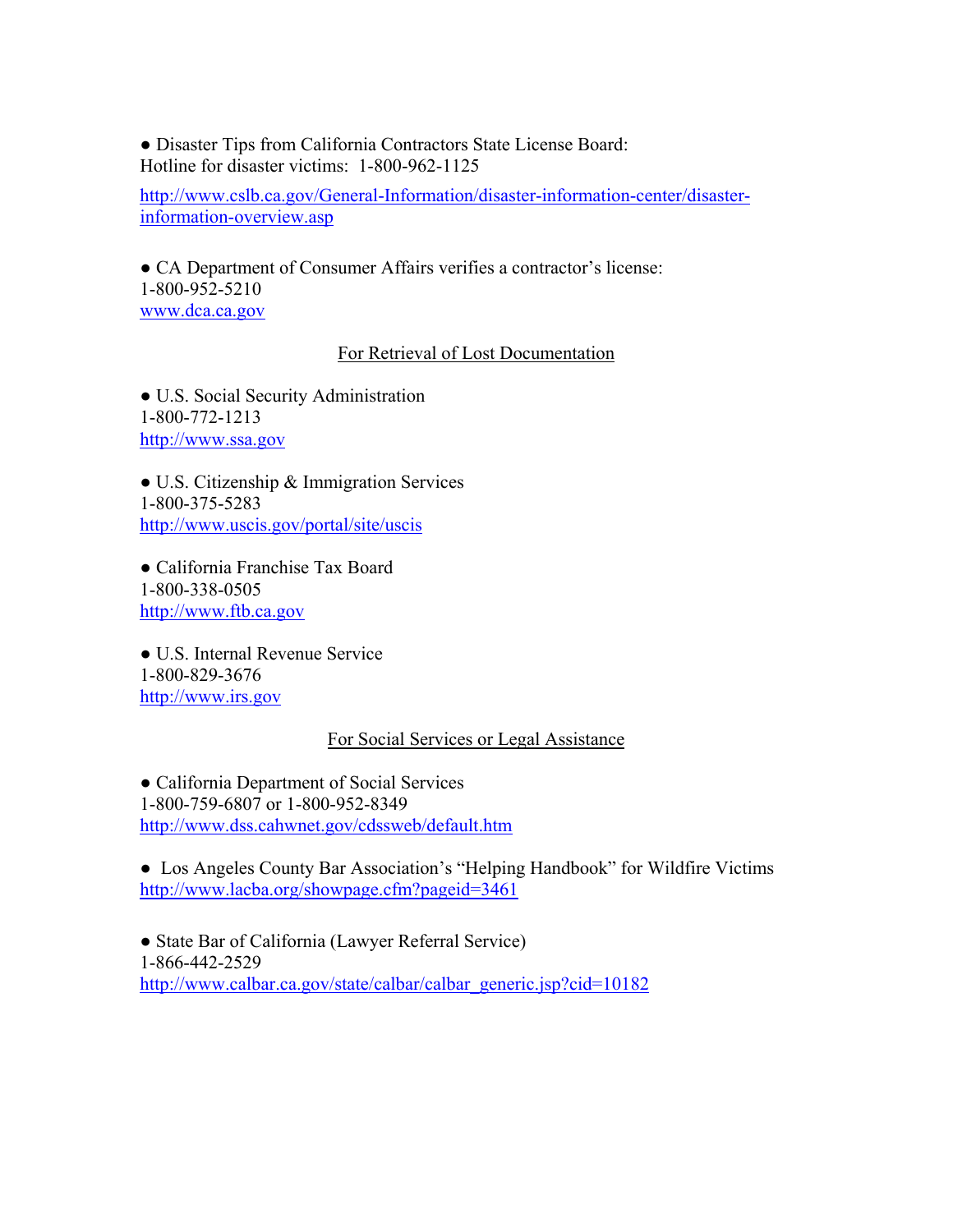- Disaster Tips from California Contractors State License Board:
Hotline for disaster victims: 1-800-962-1125

http://www.cslb.ca.gov/General-Information/disaster-information-center/disaster-information-overview.asp

- CA Department of Consumer Affairs verifies a contractor's license:
1-800-952-5210
www.dca.ca.gov

## For Retrieval of Lost Documentation

- U.S. Social Security Administration
1-800-772-1213
http://www.ssa.gov

- U.S. Citizenship & Immigration Services
1-800-375-5283
http://www.uscis.gov/portal/site/uscis

- California Franchise Tax Board
1-800-338-0505
http://www.ftb.ca.gov

- U.S. Internal Revenue Service
1-800-829-3676
http://www.irs.gov

## For Social Services or Legal Assistance

- California Department of Social Services
1-800-759-6807 or 1-800-952-8349
http://www.dss.cahwnet.gov/cdssweb/default.htm

- Los Angeles County Bar Association's "Helping Handbook" for Wildfire Victims
http://www.lacba.org/showpage.cfm?pageid=3461

- State Bar of California (Lawyer Referral Service)
1-866-442-2529
http://www.calbar.ca.gov/state/calbar/calbar_generic.jsp?cid=10182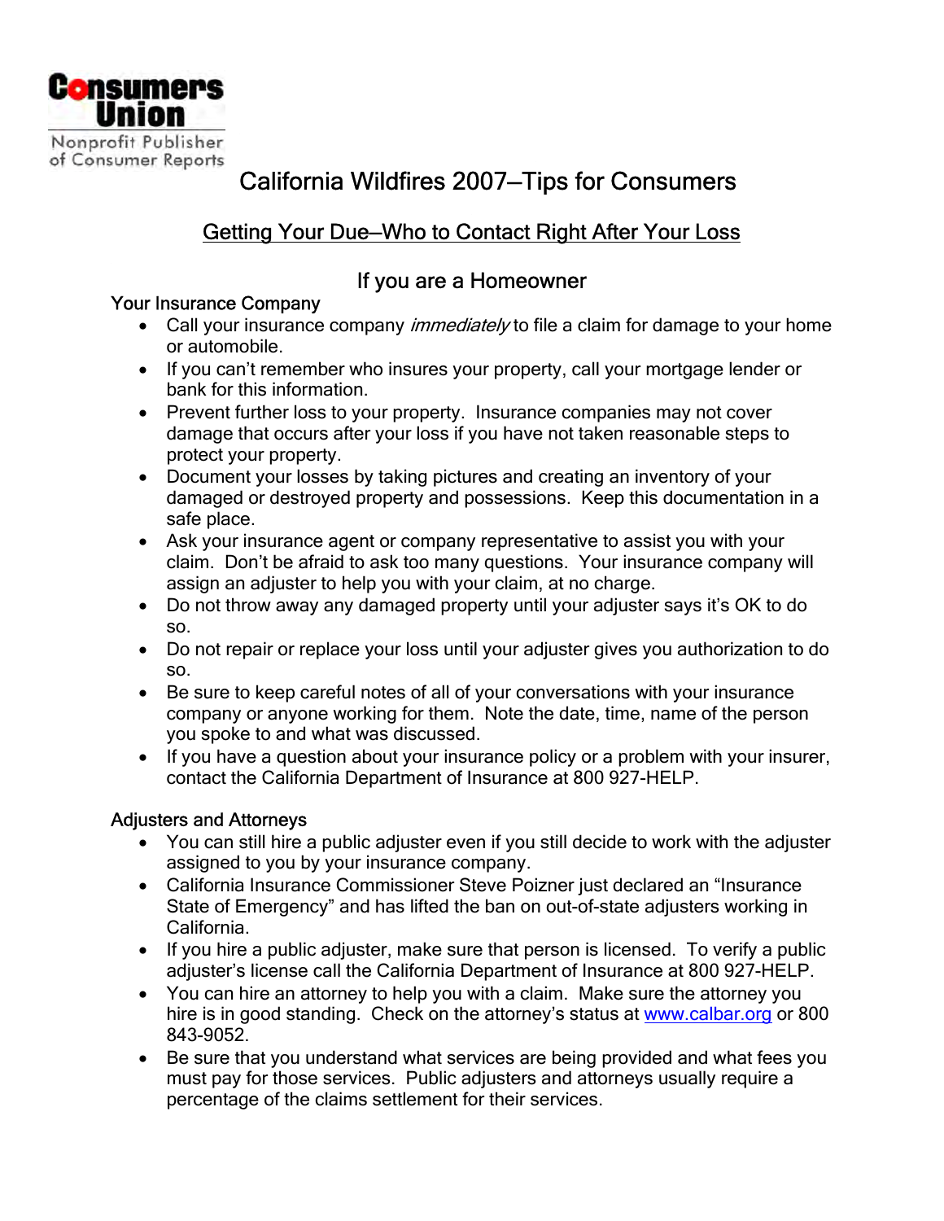Consumers Union
Nonprofit Publisher of Consumer Reports

# California Wildfires 2007—Tips for Consumers

## Getting Your Due—Who to Contact Right After Your Loss

### If you are a Homeowner

Your Insurance Company

- Call your insurance company *immediately* to file a claim for damage to your home or automobile.
- If you can't remember who insures your property, call your mortgage lender or bank for this information.
- Prevent further loss to your property. Insurance companies may not cover damage that occurs after your loss if you have not taken reasonable steps to protect your property.
- Document your losses by taking pictures and creating an inventory of your damaged or destroyed property and possessions. Keep this documentation in a safe place.
- Ask your insurance agent or company representative to assist you with your claim. Don't be afraid to ask too many questions. Your insurance company will assign an adjuster to help you with your claim, at no charge.
- Do not throw away any damaged property until your adjuster says it's OK to do so.
- Do not repair or replace your loss until your adjuster gives you authorization to do so.
- Be sure to keep careful notes of all of your conversations with your insurance company or anyone working for them. Note the date, time, name of the person you spoke to and what was discussed.
- If you have a question about your insurance policy or a problem with your insurer, contact the California Department of Insurance at 800 927-HELP.

Adjusters and Attorneys

- You can still hire a public adjuster even if you still decide to work with the adjuster assigned to you by your insurance company.
- California Insurance Commissioner Steve Poizner just declared an "Insurance State of Emergency" and has lifted the ban on out-of-state adjusters working in California.
- If you hire a public adjuster, make sure that person is licensed. To verify a public adjuster's license call the California Department of Insurance at 800 927-HELP.
- You can hire an attorney to help you with a claim. Make sure the attorney you hire is in good standing. Check on the attorney's status at www.calbar.org or 800 843-9052.
- Be sure that you understand what services are being provided and what fees you must pay for those services. Public adjusters and attorneys usually require a percentage of the claims settlement for their services.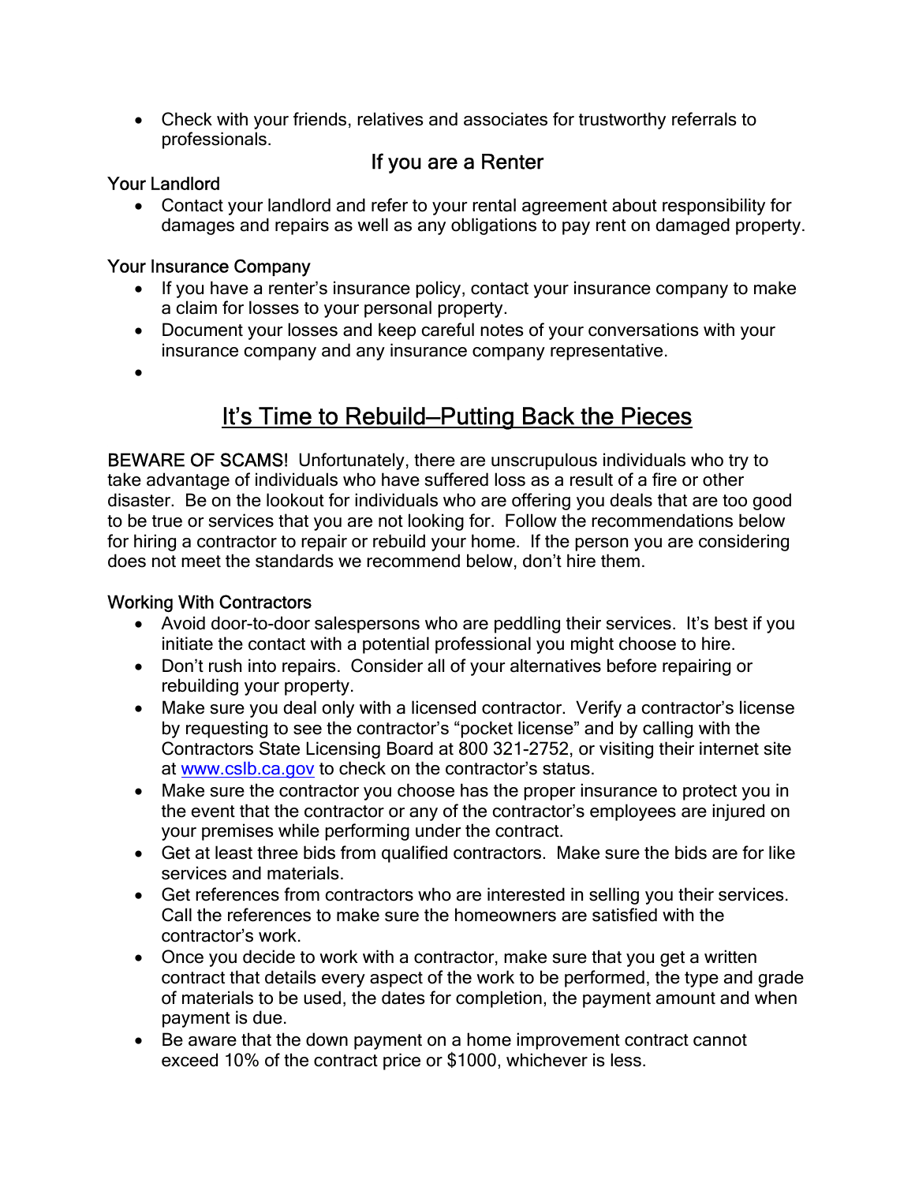- Check with your friends, relatives and associates for trustworthy referrals to professionals.

## If you are a Renter

### Your Landlord

- Contact your landlord and refer to your rental agreement about responsibility for damages and repairs as well as any obligations to pay rent on damaged property.

### Your Insurance Company

- If you have a renter's insurance policy, contact your insurance company to make a claim for losses to your personal property.
- Document your losses and keep careful notes of your conversations with your insurance company and any insurance company representative.

# It's Time to Rebuild—Putting Back the Pieces

BEWARE OF SCAMS! Unfortunately, there are unscrupulous individuals who try to take advantage of individuals who have suffered loss as a result of a fire or other disaster. Be on the lookout for individuals who are offering you deals that are too good to be true or services that you are not looking for. Follow the recommendations below for hiring a contractor to repair or rebuild your home. If the person you are considering does not meet the standards we recommend below, don't hire them.

### Working With Contractors

- Avoid door-to-door salespersons who are peddling their services. It's best if you initiate the contact with a potential professional you might choose to hire.
- Don't rush into repairs. Consider all of your alternatives before repairing or rebuilding your property.
- Make sure you deal only with a licensed contractor. Verify a contractor's license by requesting to see the contractor's "pocket license" and by calling with the Contractors State Licensing Board at 800 321-2752, or visiting their internet site at [www.cslb.ca.gov](http://www.cslb.ca.gov) to check on the contractor's status.
- Make sure the contractor you choose has the proper insurance to protect you in the event that the contractor or any of the contractor's employees are injured on your premises while performing under the contract.
- Get at least three bids from qualified contractors. Make sure the bids are for like services and materials.
- Get references from contractors who are interested in selling you their services. Call the references to make sure the homeowners are satisfied with the contractor's work.
- Once you decide to work with a contractor, make sure that you get a written contract that details every aspect of the work to be performed, the type and grade of materials to be used, the dates for completion, the payment amount and when payment is due.
- Be aware that the down payment on a home improvement contract cannot exceed 10% of the contract price or $1000, whichever is less.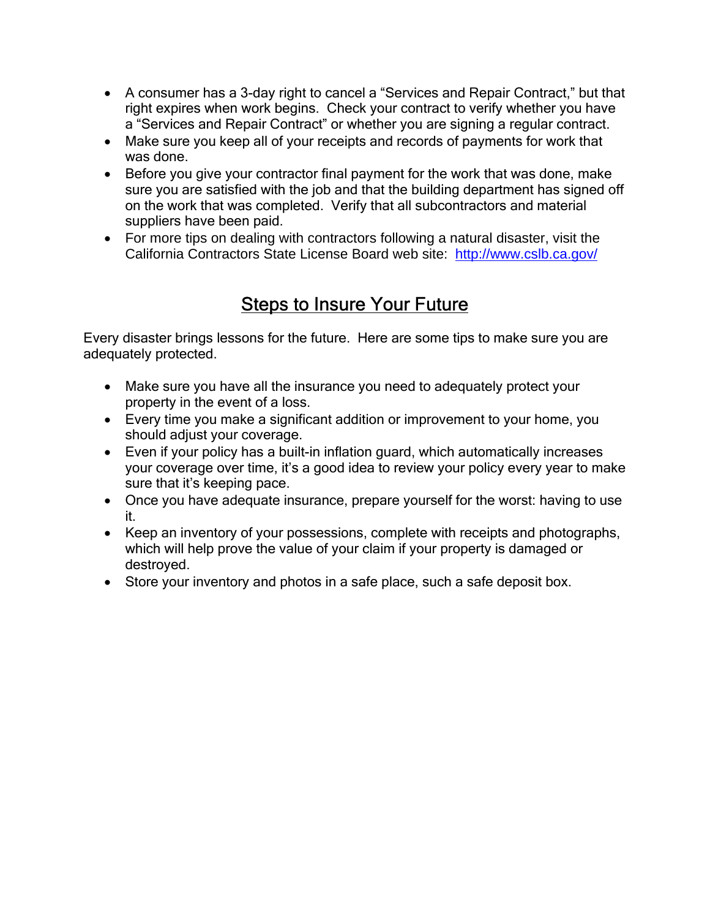- A consumer has a 3-day right to cancel a "Services and Repair Contract," but that right expires when work begins. Check your contract to verify whether you have a "Services and Repair Contract" or whether you are signing a regular contract.
- Make sure you keep all of your receipts and records of payments for work that was done.
- Before you give your contractor final payment for the work that was done, make sure you are satisfied with the job and that the building department has signed off on the work that was completed. Verify that all subcontractors and material suppliers have been paid.
- For more tips on dealing with contractors following a natural disaster, visit the California Contractors State License Board web site: [http://www.cslb.ca.gov/](http://www.cslb.ca.gov/)

## Steps to Insure Your Future

Every disaster brings lessons for the future. Here are some tips to make sure you are adequately protected.

- Make sure you have all the insurance you need to adequately protect your property in the event of a loss.
- Every time you make a significant addition or improvement to your home, you should adjust your coverage.
- Even if your policy has a built-in inflation guard, which automatically increases your coverage over time, it's a good idea to review your policy every year to make sure that it's keeping pace.
- Once you have adequate insurance, prepare yourself for the worst: having to use it.
- Keep an inventory of your possessions, complete with receipts and photographs, which will help prove the value of your claim if your property is damaged or destroyed.
- Store your inventory and photos in a safe place, such a safe deposit box.